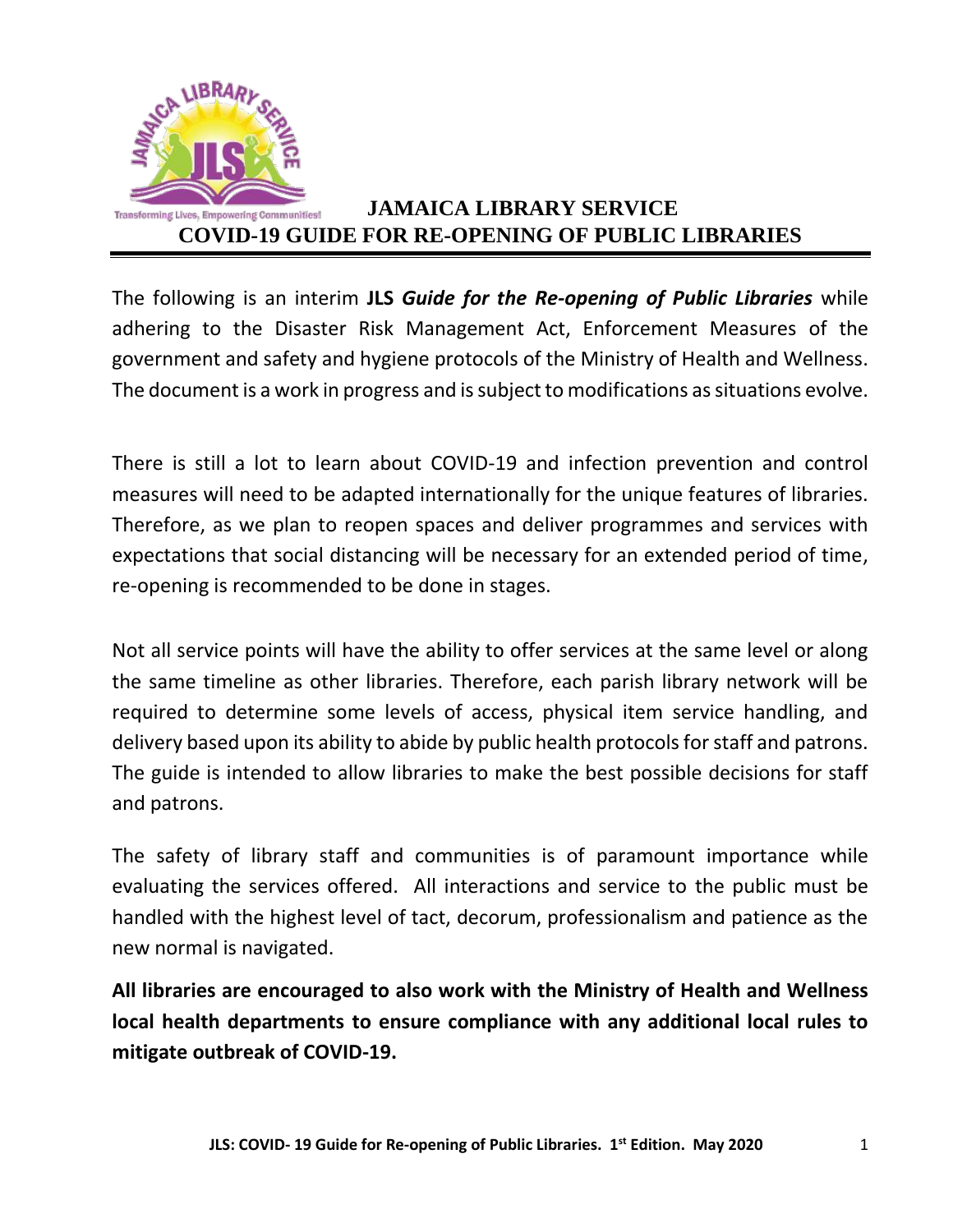# JAMAICA LIBRARY SERVICE
# COVID-19 GUIDE FOR RE-OPENING OF PUBLIC LIBRARIES

The following is an interim **JLS** ***Guide for the Re-opening of Public Libraries*** while adhering to the Disaster Risk Management Act, Enforcement Measures of the government and safety and hygiene protocols of the Ministry of Health and Wellness. The document is a work in progress and is subject to modifications as situations evolve.

There is still a lot to learn about COVID-19 and infection prevention and control measures will need to be adapted internationally for the unique features of libraries. Therefore, as we plan to reopen spaces and deliver programmes and services with expectations that social distancing will be necessary for an extended period of time, re-opening is recommended to be done in stages.

Not all service points will have the ability to offer services at the same level or along the same timeline as other libraries. Therefore, each parish library network will be required to determine some levels of access, physical item service handling, and delivery based upon its ability to abide by public health protocols for staff and patrons. The guide is intended to allow libraries to make the best possible decisions for staff and patrons.

The safety of library staff and communities is of paramount importance while evaluating the services offered. All interactions and service to the public must be handled with the highest level of tact, decorum, professionalism and patience as the new normal is navigated.

**All libraries are encouraged to also work with the Ministry of Health and Wellness local health departments to ensure compliance with any additional local rules to mitigate outbreak of COVID-19.**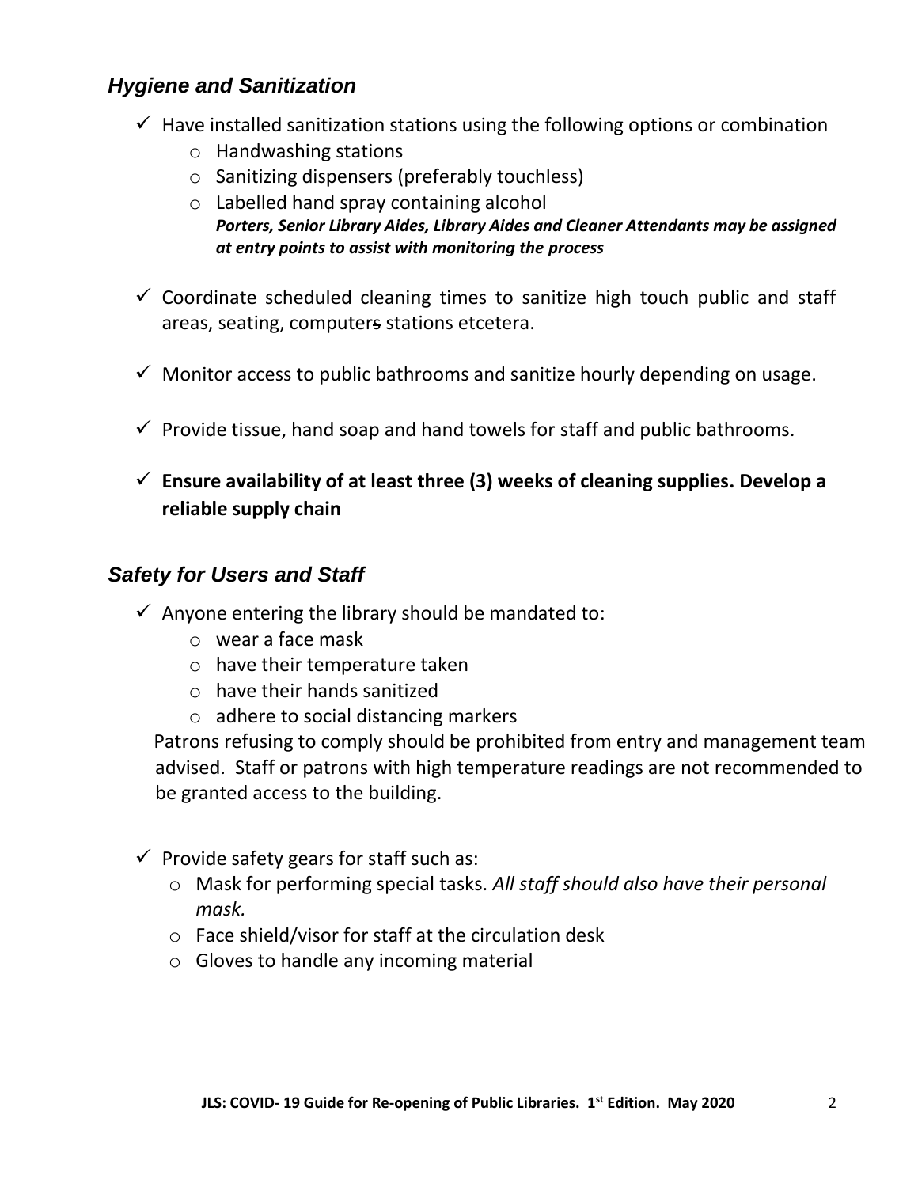## *Hygiene and Sanitization*

- ✓ Have installed sanitization stations using the following options or combination
  - Handwashing stations
  - Sanitizing dispensers (preferably touchless)
  - Labelled hand spray containing alcohol
    ***Porters, Senior Library Aides, Library Aides and Cleaner Attendants may be assigned at entry points to assist with monitoring the process***

- ✓ Coordinate scheduled cleaning times to sanitize high touch public and staff areas, seating, computers stations etcetera.

- ✓ Monitor access to public bathrooms and sanitize hourly depending on usage.

- ✓ Provide tissue, hand soap and hand towels for staff and public bathrooms.

- ✓ **Ensure availability of at least three (3) weeks of cleaning supplies. Develop a reliable supply chain**

## *Safety for Users and Staff*

- ✓ Anyone entering the library should be mandated to:
  - wear a face mask
  - have their temperature taken
  - have their hands sanitized
  - adhere to social distancing markers

  Patrons refusing to comply should be prohibited from entry and management team advised. Staff or patrons with high temperature readings are not recommended to be granted access to the building.

- ✓ Provide safety gears for staff such as:
  - Mask for performing special tasks. *All staff should also have their personal mask.*
  - Face shield/visor for staff at the circulation desk
  - Gloves to handle any incoming material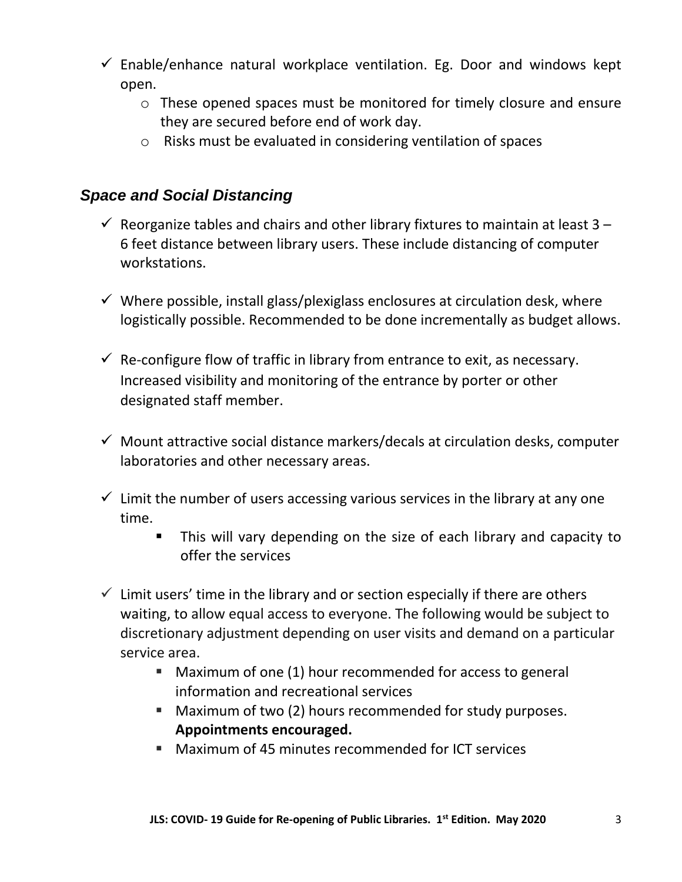- ✓ Enable/enhance natural workplace ventilation. Eg. Door and windows kept open.
  - These opened spaces must be monitored for timely closure and ensure they are secured before end of work day.
  - Risks must be evaluated in considering ventilation of spaces

### *Space and Social Distancing*

- ✓ Reorganize tables and chairs and other library fixtures to maintain at least 3 – 6 feet distance between library users. These include distancing of computer workstations.

- ✓ Where possible, install glass/plexiglass enclosures at circulation desk, where logistically possible. Recommended to be done incrementally as budget allows.

- ✓ Re-configure flow of traffic in library from entrance to exit, as necessary. Increased visibility and monitoring of the entrance by porter or other designated staff member.

- ✓ Mount attractive social distance markers/decals at circulation desks, computer laboratories and other necessary areas.

- ✓ Limit the number of users accessing various services in the library at any one time.
  - This will vary depending on the size of each library and capacity to offer the services

- ✓ Limit users' time in the library and or section especially if there are others waiting, to allow equal access to everyone. The following would be subject to discretionary adjustment depending on user visits and demand on a particular service area.
  - Maximum of one (1) hour recommended for access to general information and recreational services
  - Maximum of two (2) hours recommended for study purposes. **Appointments encouraged.**
  - Maximum of 45 minutes recommended for ICT services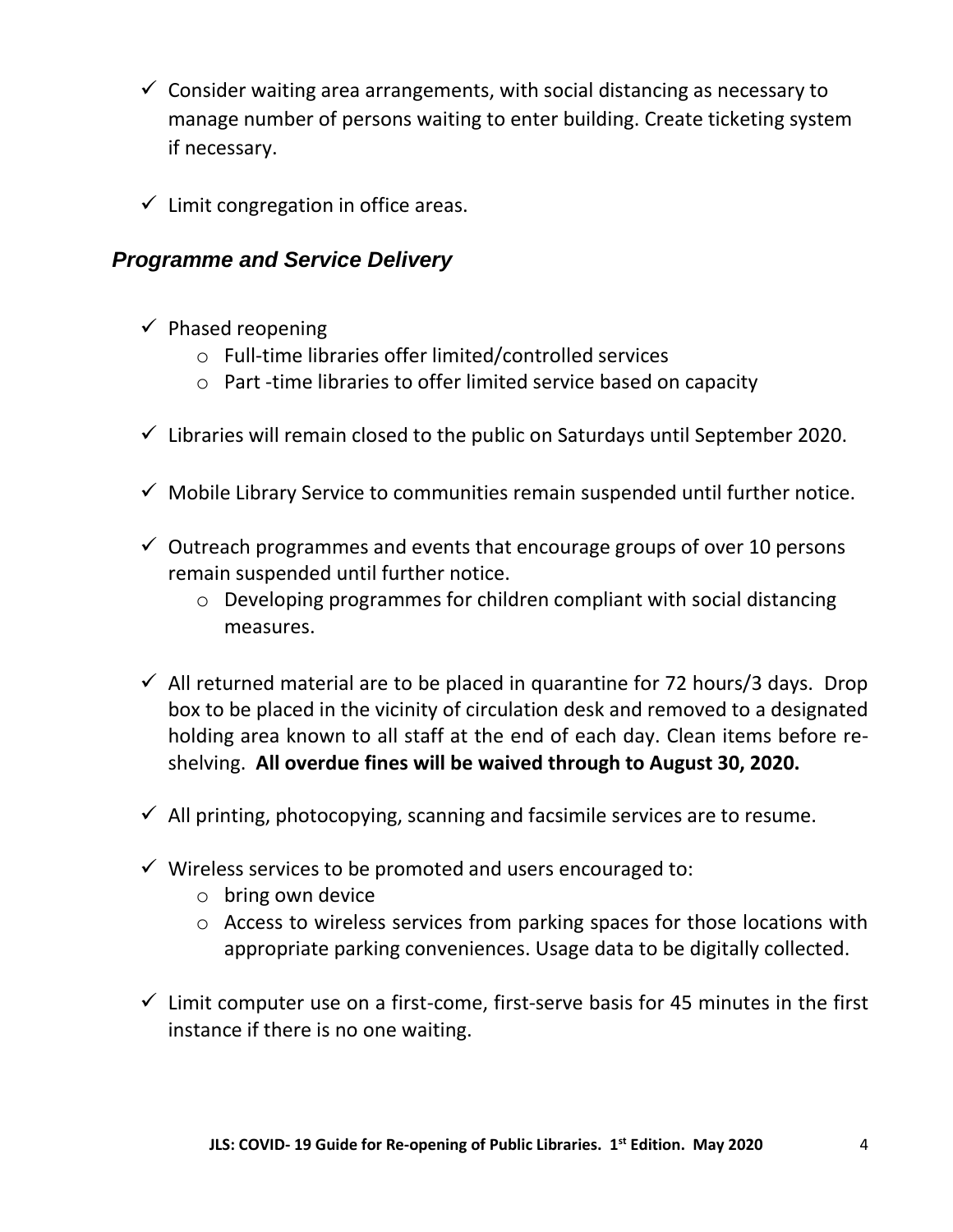- ✓ Consider waiting area arrangements, with social distancing as necessary to manage number of persons waiting to enter building. Create ticketing system if necessary.

- ✓ Limit congregation in office areas.

### *Programme and Service Delivery*

- ✓ Phased reopening
  - Full-time libraries offer limited/controlled services
  - Part -time libraries to offer limited service based on capacity

- ✓ Libraries will remain closed to the public on Saturdays until September 2020.

- ✓ Mobile Library Service to communities remain suspended until further notice.

- ✓ Outreach programmes and events that encourage groups of over 10 persons remain suspended until further notice.
  - Developing programmes for children compliant with social distancing measures.

- ✓ All returned material are to be placed in quarantine for 72 hours/3 days. Drop box to be placed in the vicinity of circulation desk and removed to a designated holding area known to all staff at the end of each day. Clean items before re-shelving. **All overdue fines will be waived through to August 30, 2020.**

- ✓ All printing, photocopying, scanning and facsimile services are to resume.

- ✓ Wireless services to be promoted and users encouraged to:
  - bring own device
  - Access to wireless services from parking spaces for those locations with appropriate parking conveniences. Usage data to be digitally collected.

- ✓ Limit computer use on a first-come, first-serve basis for 45 minutes in the first instance if there is no one waiting.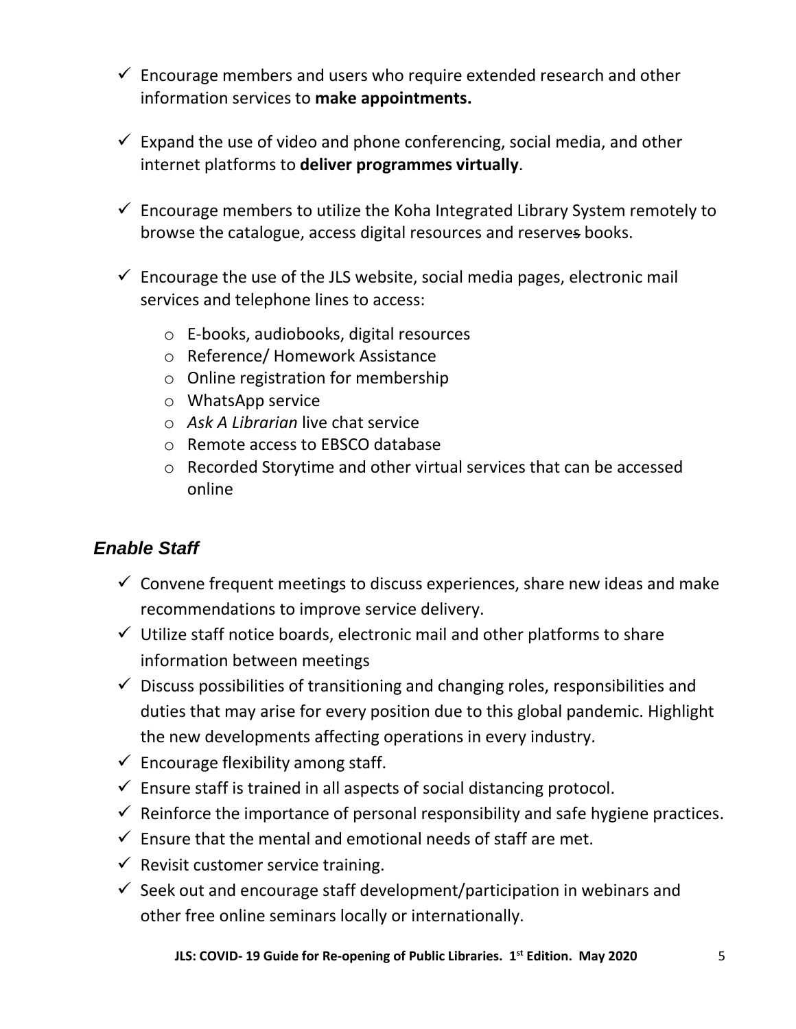- ✓ Encourage members and users who require extended research and other information services to **make appointments.**
- ✓ Expand the use of video and phone conferencing, social media, and other internet platforms to **deliver programmes virtually**.
- ✓ Encourage members to utilize the Koha Integrated Library System remotely to browse the catalogue, access digital resources and reserves books.
- ✓ Encourage the use of the JLS website, social media pages, electronic mail services and telephone lines to access:
  - E-books, audiobooks, digital resources
  - Reference/ Homework Assistance
  - Online registration for membership
  - WhatsApp service
  - *Ask A Librarian* live chat service
  - Remote access to EBSCO database
  - Recorded Storytime and other virtual services that can be accessed online

## *Enable Staff*

- ✓ Convene frequent meetings to discuss experiences, share new ideas and make recommendations to improve service delivery.
- ✓ Utilize staff notice boards, electronic mail and other platforms to share information between meetings
- ✓ Discuss possibilities of transitioning and changing roles, responsibilities and duties that may arise for every position due to this global pandemic. Highlight the new developments affecting operations in every industry.
- ✓ Encourage flexibility among staff.
- ✓ Ensure staff is trained in all aspects of social distancing protocol.
- ✓ Reinforce the importance of personal responsibility and safe hygiene practices.
- ✓ Ensure that the mental and emotional needs of staff are met.
- ✓ Revisit customer service training.
- ✓ Seek out and encourage staff development/participation in webinars and other free online seminars locally or internationally.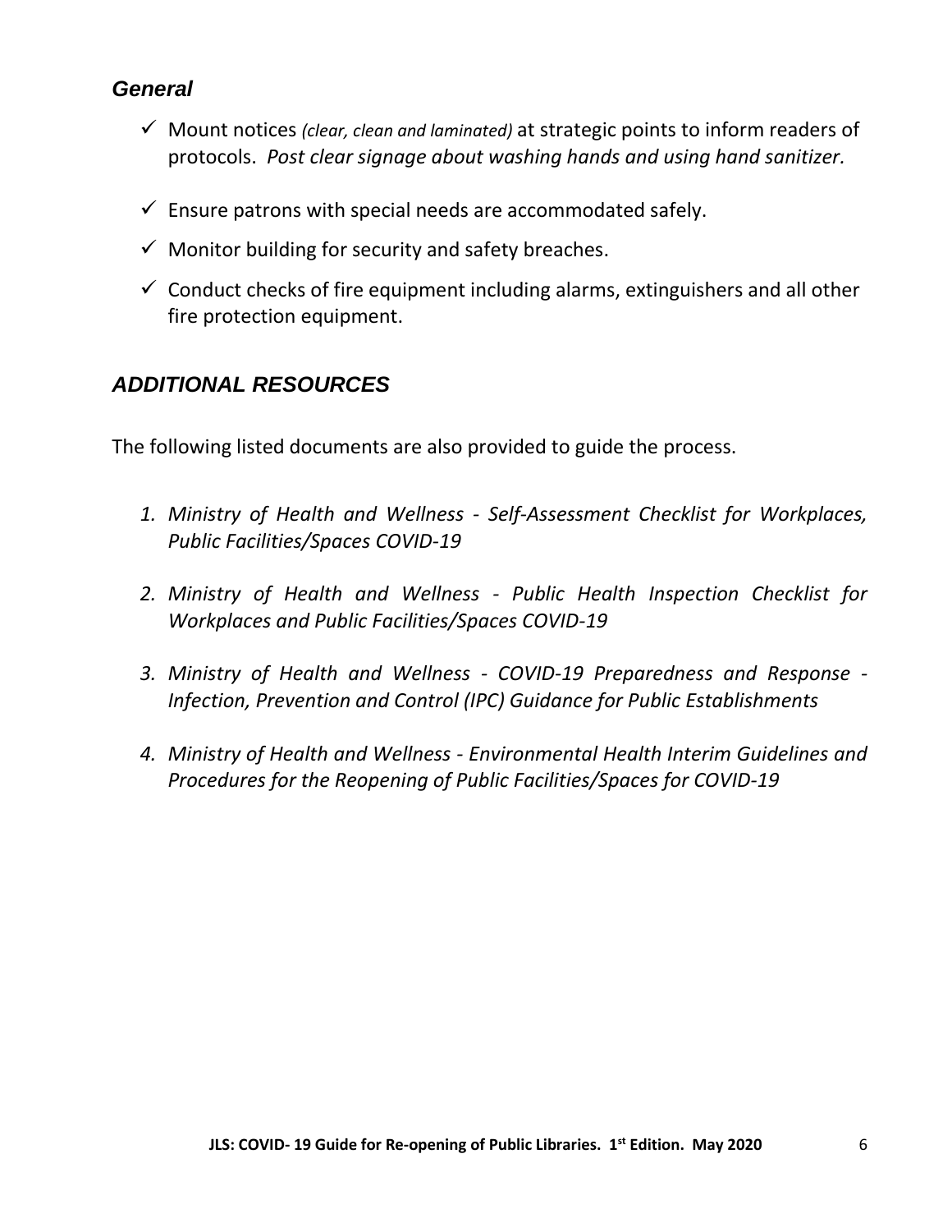### *General*

- ✓ Mount notices *(clear, clean and laminated)* at strategic points to inform readers of protocols. *Post clear signage about washing hands and using hand sanitizer.*
- ✓ Ensure patrons with special needs are accommodated safely.
- ✓ Monitor building for security and safety breaches.
- ✓ Conduct checks of fire equipment including alarms, extinguishers and all other fire protection equipment.

## *ADDITIONAL RESOURCES*

The following listed documents are also provided to guide the process.

1. *Ministry of Health and Wellness - Self-Assessment Checklist for Workplaces, Public Facilities/Spaces COVID-19*
2. *Ministry of Health and Wellness - Public Health Inspection Checklist for Workplaces and Public Facilities/Spaces COVID-19*
3. *Ministry of Health and Wellness - COVID-19 Preparedness and Response - Infection, Prevention and Control (IPC) Guidance for Public Establishments*
4. *Ministry of Health and Wellness - Environmental Health Interim Guidelines and Procedures for the Reopening of Public Facilities/Spaces for COVID-19*